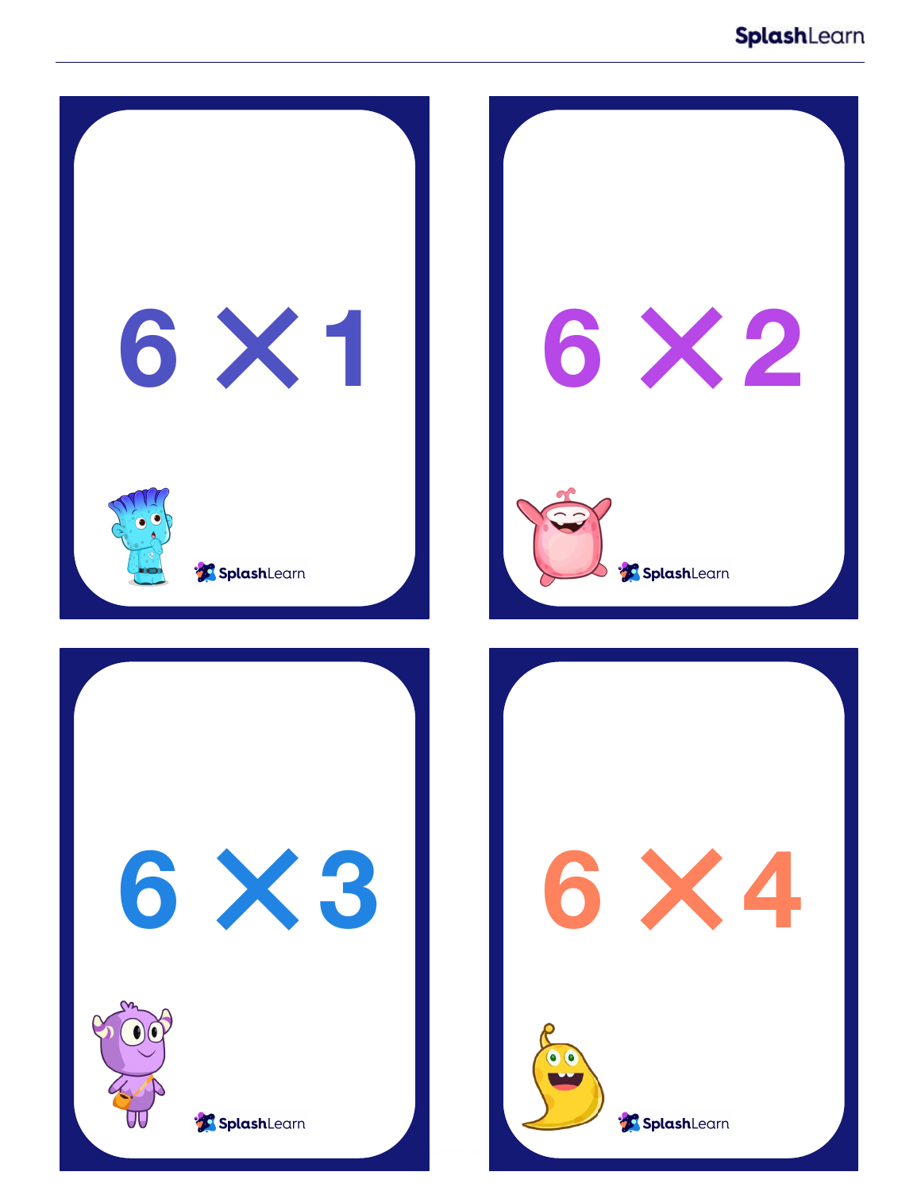$6 \times 1$

SplashLearn

$6 \times 2$

SplashLearn

$6 \times 3$

SplashLearn

$6 \times 4$

SplashLearn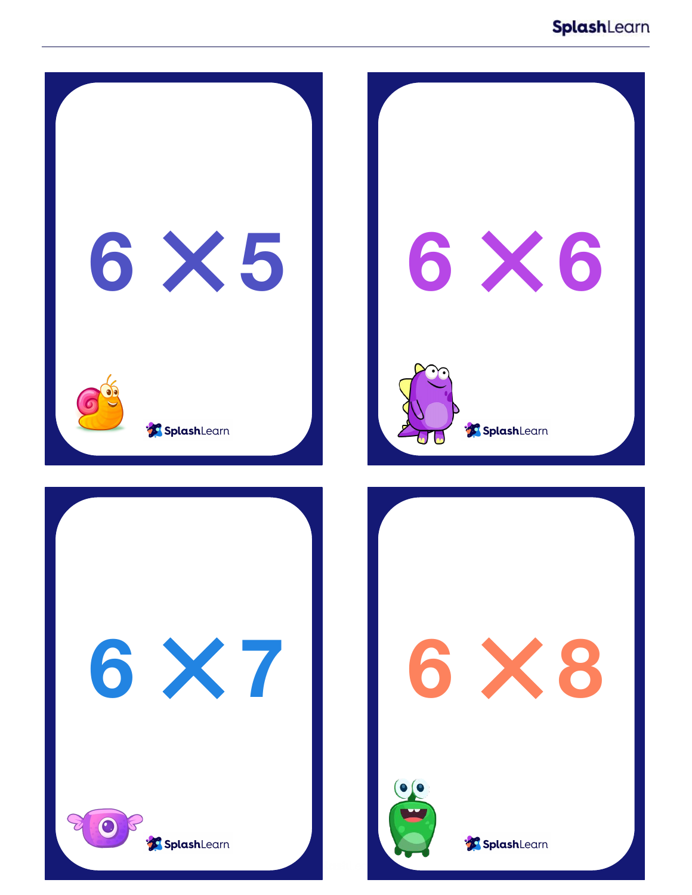$6 \times 5$

$6 \times 6$

$6 \times 7$

$6 \times 8$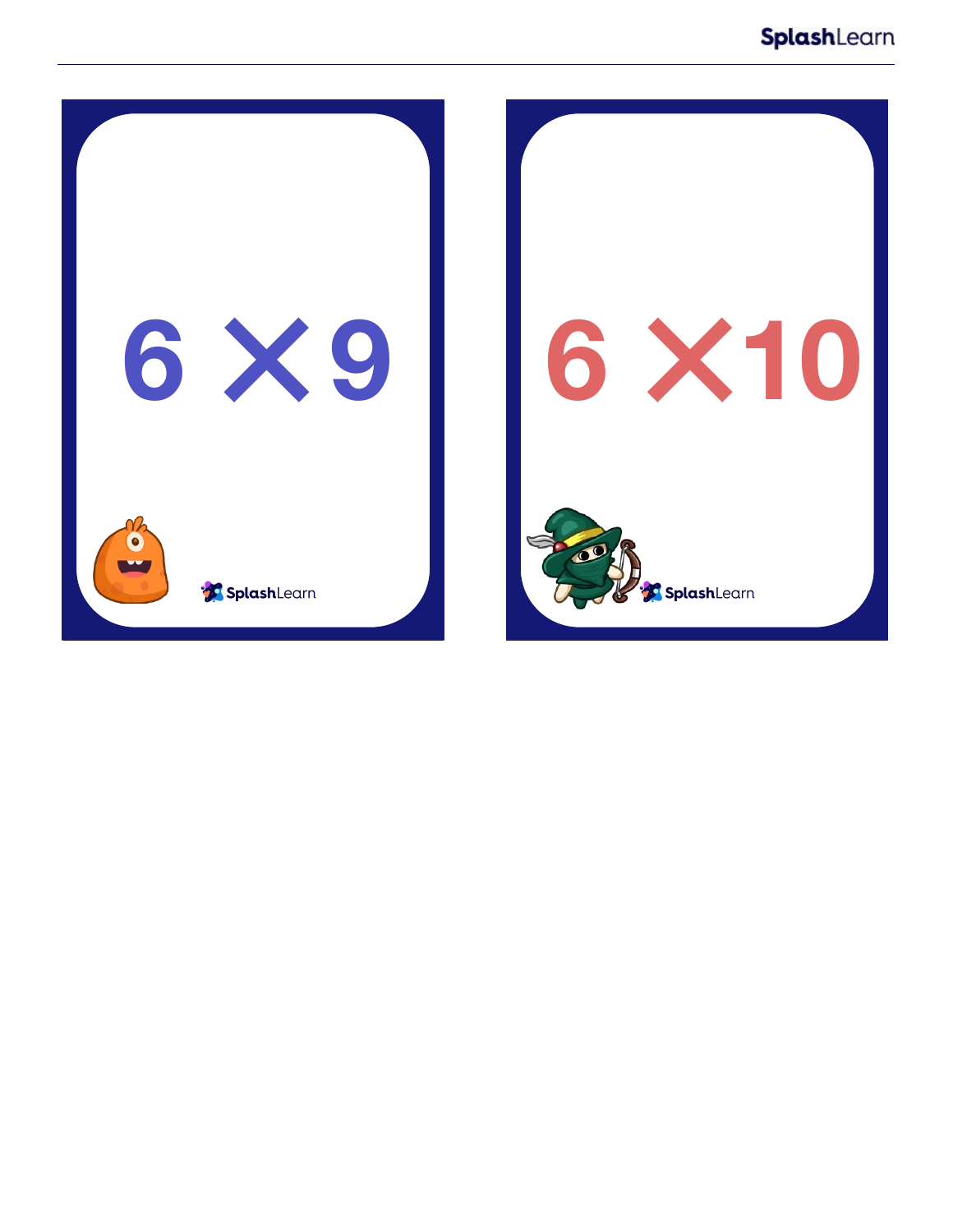$6 \times 9$

SplashLearn

$6 \times 10$

SplashLearn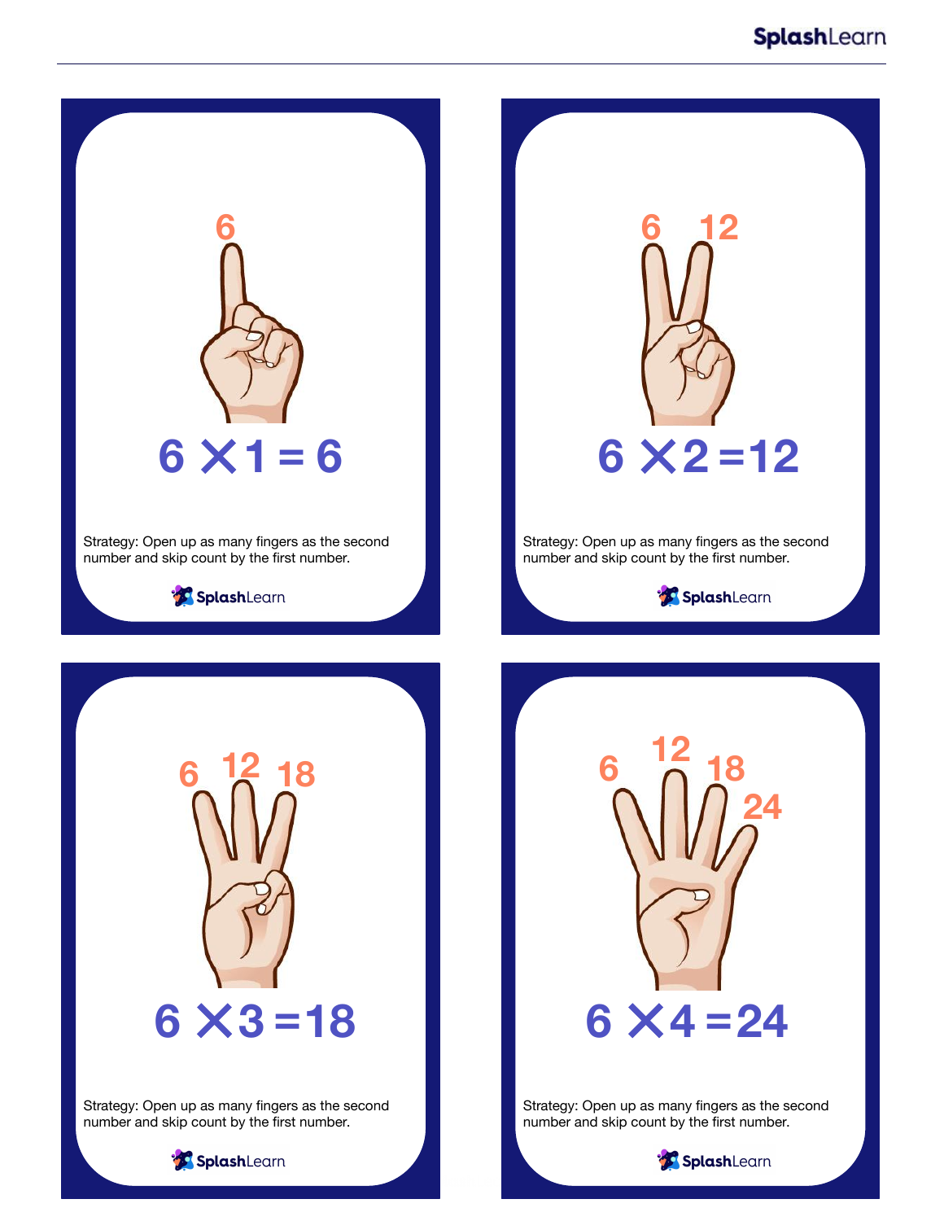6

$$6 \times 1 = 6$$

Strategy: Open up as many fingers as the second number and skip count by the first number.

SplashLearn

6 12

$$6 \times 2 = 12$$

Strategy: Open up as many fingers as the second number and skip count by the first number.

SplashLearn

6 12 18

$$6 \times 3 = 18$$

Strategy: Open up as many fingers as the second number and skip count by the first number.

SplashLearn

6 12 18 24

$$6 \times 4 = 24$$

Strategy: Open up as many fingers as the second number and skip count by the first number.

SplashLearn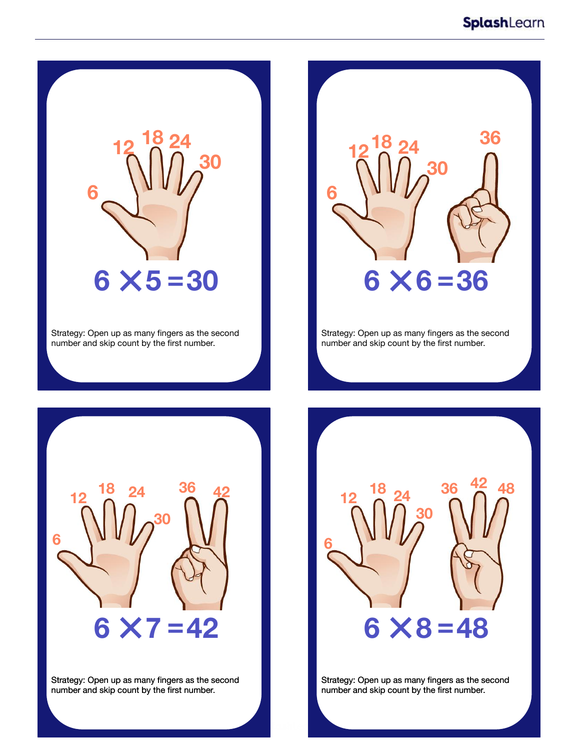6, 12, 18, 24, 30

$$6 \times 5 = 30$$

Strategy: Open up as many fingers as the second number and skip count by the first number.

6, 12, 18, 24, 30, 36

$$6 \times 6 = 36$$

Strategy: Open up as many fingers as the second number and skip count by the first number.

6, 12, 18, 24, 30, 36, 42

$$6 \times 7 = 42$$

Strategy: Open up as many fingers as the second number and skip count by the first number.

6, 12, 18, 24, 30, 36, 42, 48

$$6 \times 8 = 48$$

Strategy: Open up as many fingers as the second number and skip count by the first number.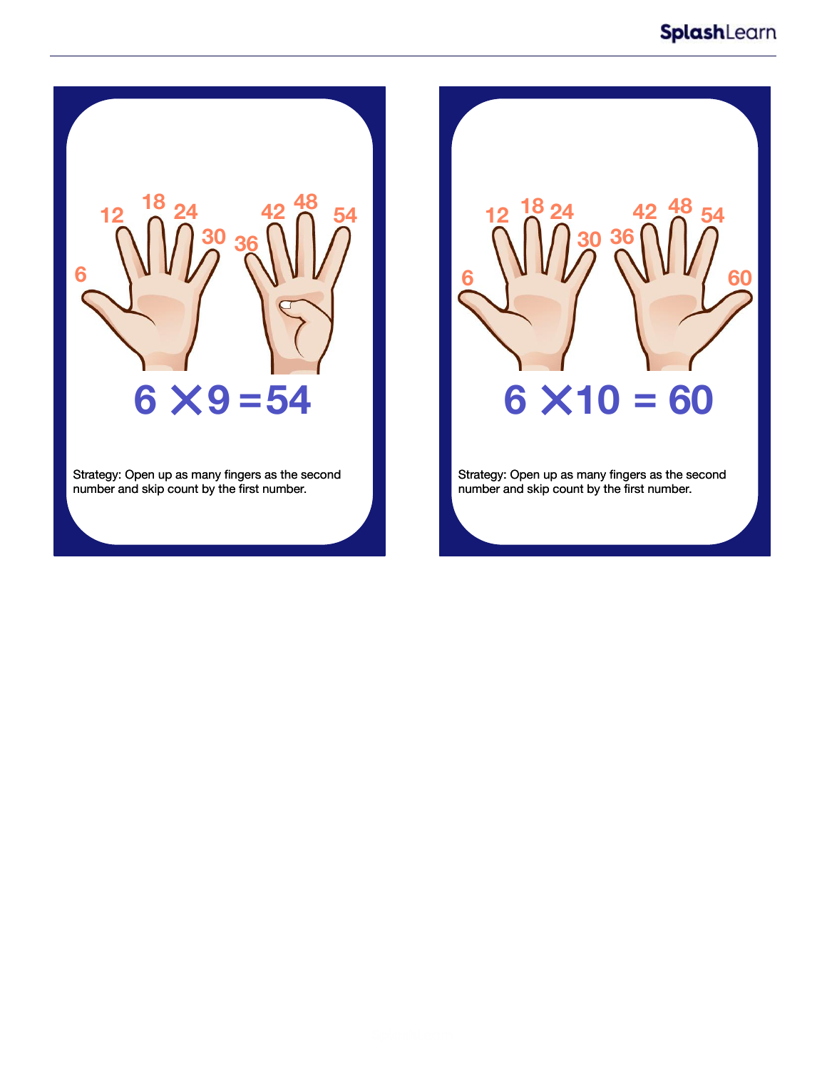6 12 18 24 30 36 42 48 54

$$6 \times 9 = 54$$

Strategy: Open up as many fingers as the second number and skip count by the first number.

6 12 18 24 30 36 42 48 54 60

$$6 \times 10 = 60$$

Strategy: Open up as many fingers as the second number and skip count by the first number.